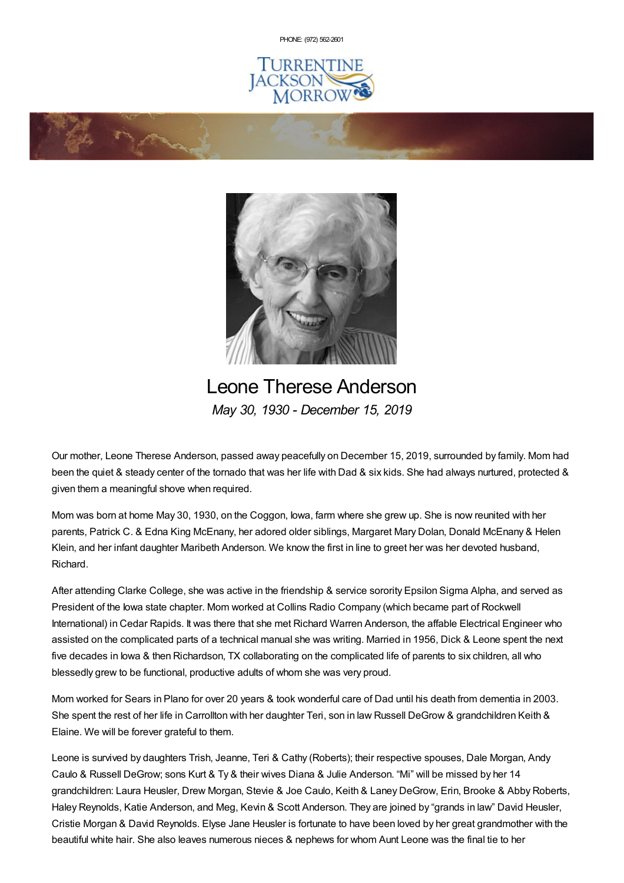PHONE: (972) 562-2601

TURRENTINE JACKSON MORROW

# Leone Therese Anderson

*May 30, 1930 - December 15, 2019*

Our mother, Leone Therese Anderson, passed away peacefully on December 15, 2019, surrounded by family. Mom had been the quiet & steady center of the tornado that was her life with Dad & six kids. She had always nurtured, protected & given them a meaningful shove when required.

Mom was born at home May 30, 1930, on the Coggon, Iowa, farm where she grew up. She is now reunited with her parents, Patrick C. & Edna King McEnany, her adored older siblings, Margaret Mary Dolan, Donald McEnany & Helen Klein, and her infant daughter Maribeth Anderson. We know the first in line to greet her was her devoted husband, Richard.

After attending Clarke College, she was active in the friendship & service sorority Epsilon Sigma Alpha, and served as President of the Iowa state chapter. Mom worked at Collins Radio Company (which became part of Rockwell International) in Cedar Rapids. It was there that she met Richard Warren Anderson, the affable Electrical Engineer who assisted on the complicated parts of a technical manual she was writing. Married in 1956, Dick & Leone spent the next five decades in Iowa & then Richardson, TX collaborating on the complicated life of parents to six children, all who blessedly grew to be functional, productive adults of whom she was very proud.

Mom worked for Sears in Plano for over 20 years & took wonderful care of Dad until his death from dementia in 2003. She spent the rest of her life in Carrollton with her daughter Teri, son in law Russell DeGrow & grandchildren Keith & Elaine. We will be forever grateful to them.

Leone is survived by daughters Trish, Jeanne, Teri & Cathy (Roberts); their respective spouses, Dale Morgan, Andy Caulo & Russell DeGrow; sons Kurt & Ty & their wives Diana & Julie Anderson. "Mi" will be missed by her 14 grandchildren: Laura Heusler, Drew Morgan, Stevie & Joe Caulo, Keith & Laney DeGrow, Erin, Brooke & Abby Roberts, Haley Reynolds, Katie Anderson, and Meg, Kevin & Scott Anderson. They are joined by "grands in law" David Heusler, Cristie Morgan & David Reynolds. Elyse Jane Heusler is fortunate to have been loved by her great grandmother with the beautiful white hair. She also leaves numerous nieces & nephews for whom Aunt Leone was the final tie to her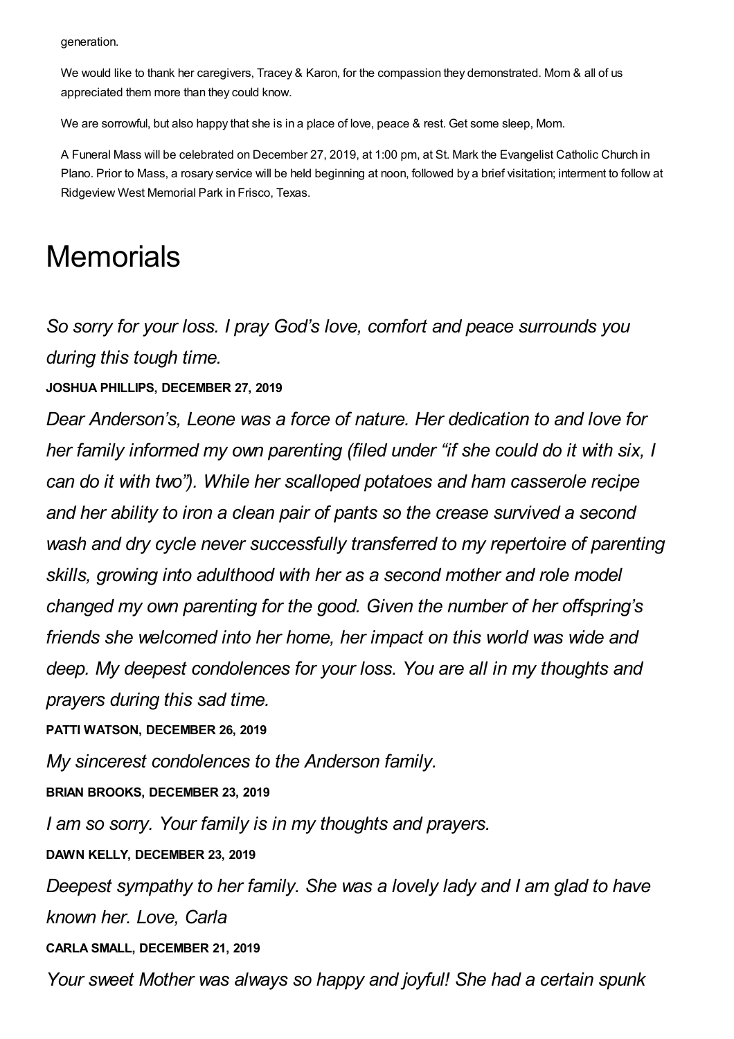generation.

We would like to thank her caregivers, Tracey & Karon, for the compassion they demonstrated. Mom & all of us appreciated them more than they could know.

We are sorrowful, but also happy that she is in a place of love, peace & rest. Get some sleep, Mom.

A Funeral Mass will be celebrated on December 27, 2019, at 1:00 pm, at St. Mark the Evangelist Catholic Church in Plano. Prior to Mass, a rosary service will be held beginning at noon, followed by a brief visitation; interment to follow at Ridgeview West Memorial Park in Frisco, Texas.

# Memorials

*So sorry for your loss. I pray God's love, comfort and peace surrounds you during this tough time.*

**JOSHUA PHILLIPS, DECEMBER 27, 2019**

*Dear Anderson's, Leone was a force of nature. Her dedication to and love for her family informed my own parenting (filed under "if she could do it with six, I can do it with two"). While her scalloped potatoes and ham casserole recipe and her ability to iron a clean pair of pants so the crease survived a second wash and dry cycle never successfully transferred to my repertoire of parenting skills, growing into adulthood with her as a second mother and role model changed my own parenting for the good. Given the number of her offspring's friends she welcomed into her home, her impact on this world was wide and deep. My deepest condolences for your loss. You are all in my thoughts and prayers during this sad time.*

**PATTI WATSON, DECEMBER 26, 2019**

*My sincerest condolences to the Anderson family.*

**BRIAN BROOKS, DECEMBER 23, 2019**

*I am so sorry. Your family is in my thoughts and prayers.*

**DAWN KELLY, DECEMBER 23, 2019**

*Deepest sympathy to her family. She was a lovely lady and I am glad to have known her. Love, Carla*

**CARLA SMALL, DECEMBER 21, 2019**

*Your sweet Mother was always so happy and joyful! She had a certain spunk*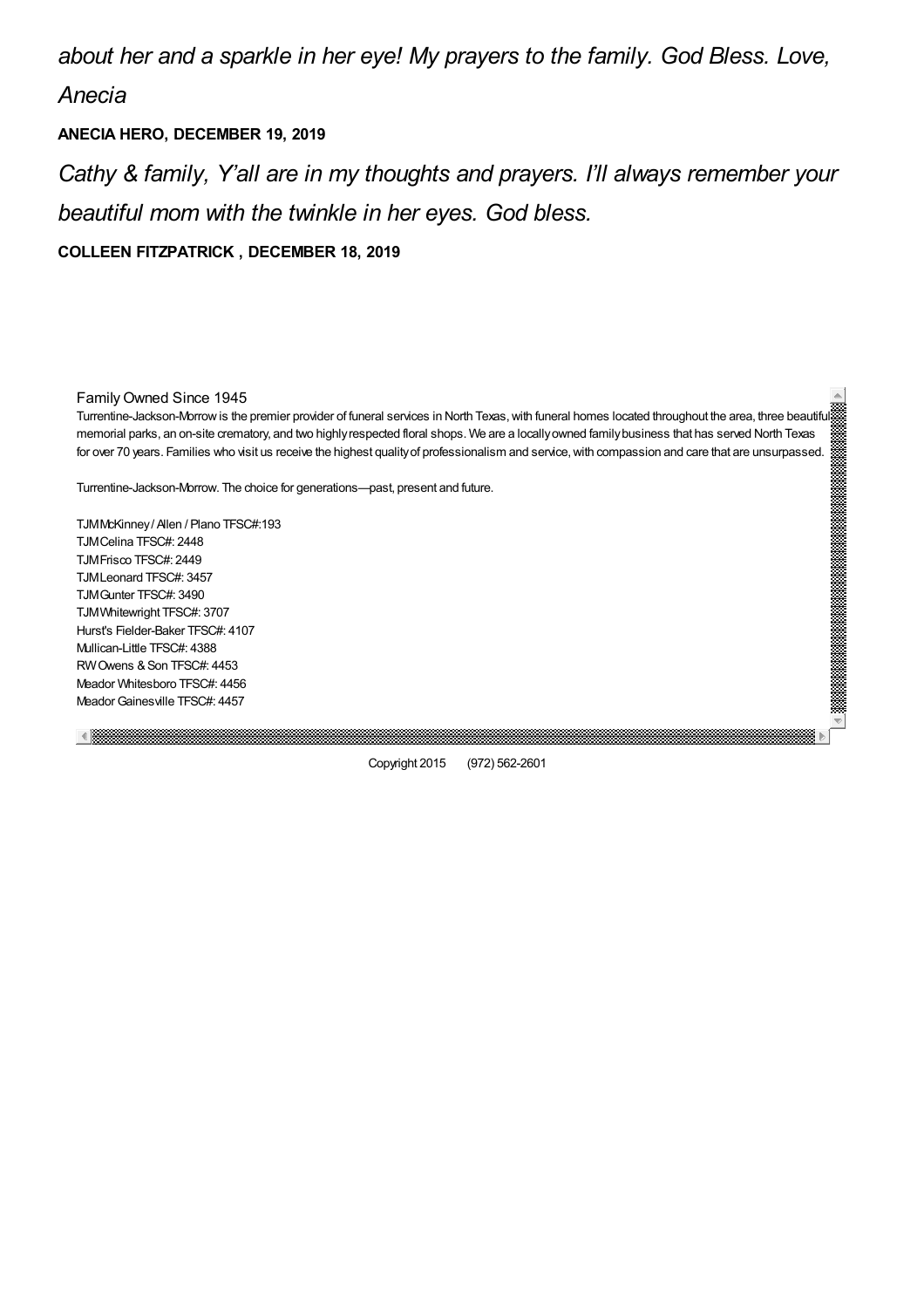*about her and a sparkle in her eye! My prayers to the family. God Bless. Love, Anecia*

**ANECIA HERO, DECEMBER 19, 2019**

*Cathy & family, Y'all are in my thoughts and prayers. I'll always remember your beautiful mom with the twinkle in her eyes. God bless.*

**COLLEEN FITZPATRICK , DECEMBER 18, 2019**

Family Owned Since 1945

Turrentine-Jackson-Morrow is the premier provider of funeral services in North Texas, with funeral homes located throughout the area, three beautiful memorial parks, an on-site crematory, and two highly respected floral shops. We are a locally owned family business that has served North Texas for over 70 years. Families who visit us receive the highest quality of professionalism and service, with compassion and care that are unsurpassed.

Turrentine-Jackson-Morrow. The choice for generations—past, present and future.

TJM McKinney / Allen / Plano TFSC#:193
TJM Celina TFSC#: 2448
TJM Frisco TFSC#: 2449
TJM Leonard TFSC#: 3457
TJM Gunter TFSC#: 3490
TJM Whitewright TFSC#: 3707
Hurst's Fielder-Baker TFSC#: 4107
Mullican-Little TFSC#: 4388
RW Owens & Son TFSC#: 4453
Meador Whitesboro TFSC#: 4456
Meador Gainesville TFSC#: 4457

Copyright 2015 (972) 562-2601